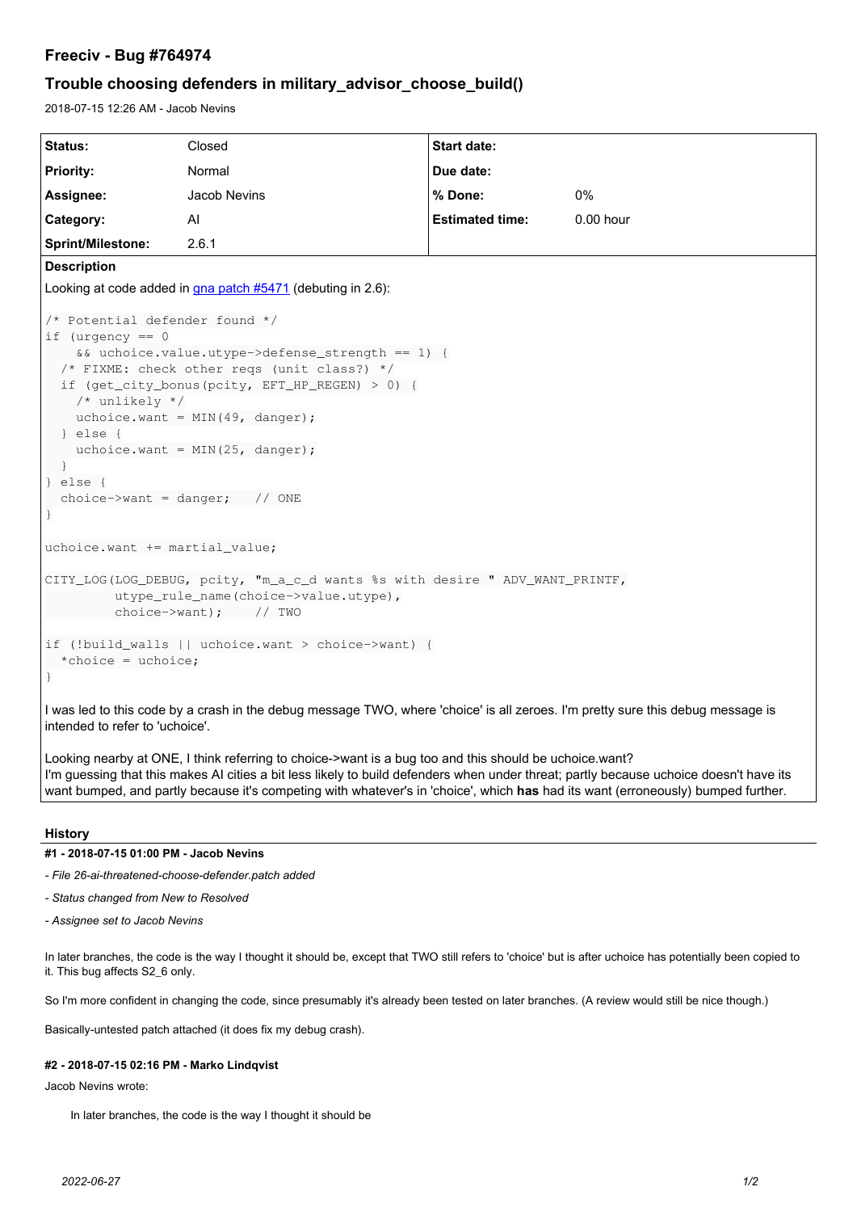# Freeciv - Bug #764974

## Trouble choosing defenders in military_advisor_choose_build()

2018-07-15 12:26 AM - Jacob Nevins

| Status: | Closed | Start date: | |
|---|---|---|---|
| Priority: | Normal | Due date: | |
| Assignee: | Jacob Nevins | % Done: | 0% |
| Category: | AI | Estimated time: | 0.00 hour |
| Sprint/Milestone: | 2.6.1 | | |

**Description**

Looking at code added in gna patch #5471 (debuting in 2.6):

```
/* Potential defender found */
if (urgency == 0
    && uchoice.value.utype->defense_strength == 1) {
  /* FIXME: check other reqs (unit class?) */
  if (get_city_bonus(pcity, EFT_HP_REGEN) > 0) {
    /* unlikely */
    uchoice.want = MIN(49, danger);
  } else {
    uchoice.want = MIN(25, danger);
  }
} else {
  choice->want = danger;   // ONE
}

uchoice.want += martial_value;

CITY_LOG(LOG_DEBUG, pcity, "m_a_c_d wants %s with desire " ADV_WANT_PRINTF,
         utype_rule_name(choice->value.utype),
         choice->want);    // TWO

if (!build_walls || uchoice.want > choice->want) {
  *choice = uchoice;
}
```

I was led to this code by a crash in the debug message TWO, where 'choice' is all zeroes. I'm pretty sure this debug message is intended to refer to 'uchoice'.

Looking nearby at ONE, I think referring to choice->want is a bug too and this should be uchoice.want?
I'm guessing that this makes AI cities a bit less likely to build defenders when under threat; partly because uchoice doesn't have its want bumped, and partly because it's competing with whatever's in 'choice', which **has** had its want (erroneously) bumped further.

### History

#### #1 - 2018-07-15 01:00 PM - Jacob Nevins

- *File 26-ai-threatened-choose-defender.patch added*
- *Status changed from New to Resolved*
- *Assignee set to Jacob Nevins*

In later branches, the code is the way I thought it should be, except that TWO still refers to 'choice' but is after uchoice has potentially been copied to it. This bug affects S2_6 only.

So I'm more confident in changing the code, since presumably it's already been tested on later branches. (A review would still be nice though.)

Basically-untested patch attached (it does fix my debug crash).

#### #2 - 2018-07-15 02:16 PM - Marko Lindqvist

Jacob Nevins wrote:

> In later branches, the code is the way I thought it should be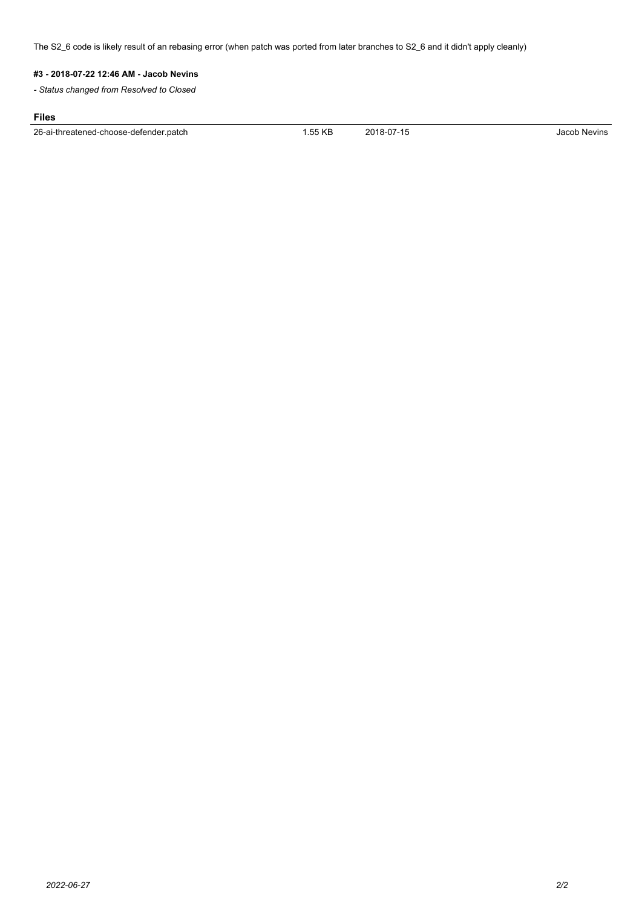The S2_6 code is likely result of an rebasing error (when patch was ported from later branches to S2_6 and it didn't apply cleanly)

#### #3 - 2018-07-22 12:46 AM - Jacob Nevins

*- Status changed from Resolved to Closed*

### Files

| | | | |
|---|---|---|---|
| 26-ai-threatened-choose-defender.patch | 1.55 KB | 2018-07-15 | Jacob Nevins |